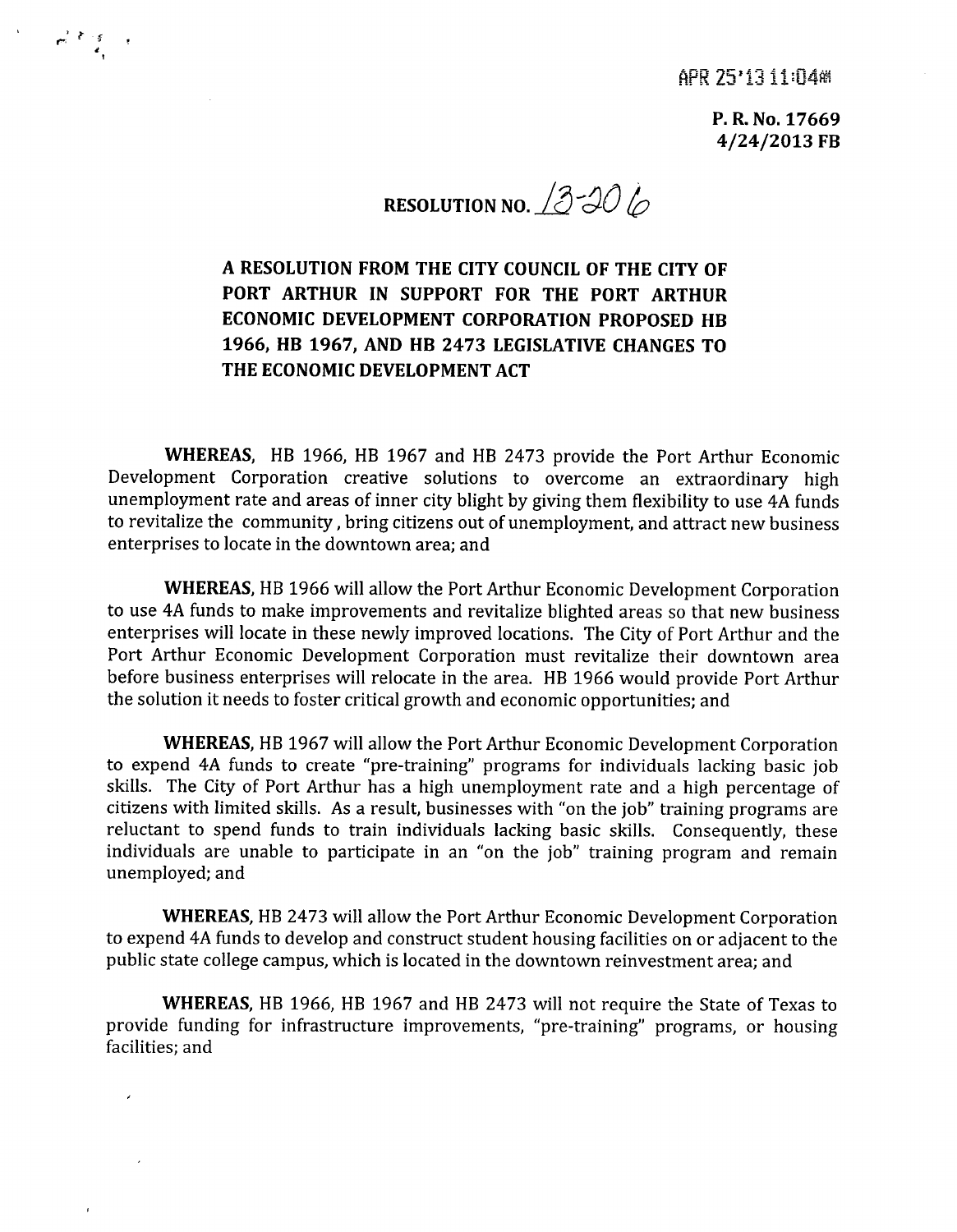APR 25'13 11:04AM

**P. R. No. 17669**
**4/24/2013 FB**

# RESOLUTION NO. 13-206

## A RESOLUTION FROM THE CITY COUNCIL OF THE CITY OF PORT ARTHUR IN SUPPORT FOR THE PORT ARTHUR ECONOMIC DEVELOPMENT CORPORATION PROPOSED HB 1966, HB 1967, AND HB 2473 LEGISLATIVE CHANGES TO THE ECONOMIC DEVELOPMENT ACT

**WHEREAS,** HB 1966, HB 1967 and HB 2473 provide the Port Arthur Economic Development Corporation creative solutions to overcome an extraordinary high unemployment rate and areas of inner city blight by giving them flexibility to use 4A funds to revitalize the community , bring citizens out of unemployment, and attract new business enterprises to locate in the downtown area; and

**WHEREAS,** HB 1966 will allow the Port Arthur Economic Development Corporation to use 4A funds to make improvements and revitalize blighted areas so that new business enterprises will locate in these newly improved locations. The City of Port Arthur and the Port Arthur Economic Development Corporation must revitalize their downtown area before business enterprises will relocate in the area. HB 1966 would provide Port Arthur the solution it needs to foster critical growth and economic opportunities; and

**WHEREAS,** HB 1967 will allow the Port Arthur Economic Development Corporation to expend 4A funds to create "pre-training" programs for individuals lacking basic job skills. The City of Port Arthur has a high unemployment rate and a high percentage of citizens with limited skills. As a result, businesses with "on the job" training programs are reluctant to spend funds to train individuals lacking basic skills. Consequently, these individuals are unable to participate in an "on the job" training program and remain unemployed; and

**WHEREAS,** HB 2473 will allow the Port Arthur Economic Development Corporation to expend 4A funds to develop and construct student housing facilities on or adjacent to the public state college campus, which is located in the downtown reinvestment area; and

**WHEREAS,** HB 1966, HB 1967 and HB 2473 will not require the State of Texas to provide funding for infrastructure improvements, "pre-training" programs, or housing facilities; and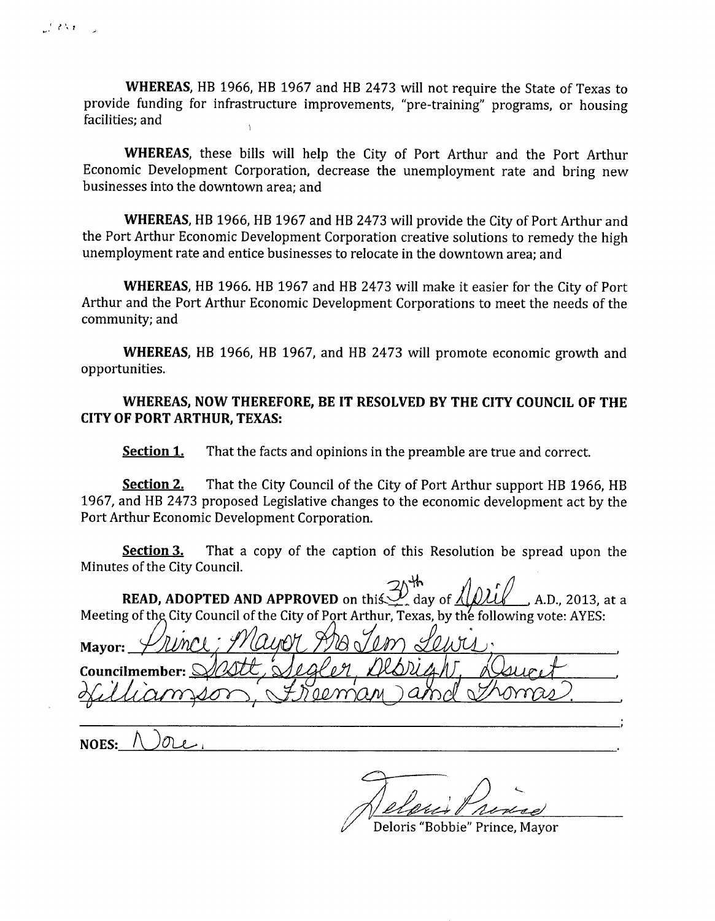**WHEREAS**, HB 1966, HB 1967 and HB 2473 will not require the State of Texas to provide funding for infrastructure improvements, "pre-training" programs, or housing facilities; and

**WHEREAS**, these bills will help the City of Port Arthur and the Port Arthur Economic Development Corporation, decrease the unemployment rate and bring new businesses into the downtown area; and

**WHEREAS**, HB 1966, HB 1967 and HB 2473 will provide the City of Port Arthur and the Port Arthur Economic Development Corporation creative solutions to remedy the high unemployment rate and entice businesses to relocate in the downtown area; and

**WHEREAS**, HB 1966. HB 1967 and HB 2473 will make it easier for the City of Port Arthur and the Port Arthur Economic Development Corporations to meet the needs of the community; and

**WHEREAS**, HB 1966, HB 1967, and HB 2473 will promote economic growth and opportunities.

**WHEREAS, NOW THEREFORE, BE IT RESOLVED BY THE CITY COUNCIL OF THE CITY OF PORT ARTHUR, TEXAS:**

**Section 1.** That the facts and opinions in the preamble are true and correct.

**Section 2.** That the City Council of the City of Port Arthur support HB 1966, HB 1967, and HB 2473 proposed Legislative changes to the economic development act by the Port Arthur Economic Development Corporation.

**Section 3.** That a copy of the caption of this Resolution be spread upon the Minutes of the City Council.

**READ, ADOPTED AND APPROVED** on this 30th day of April, A.D., 2013, at a Meeting of the City Council of the City of Port Arthur, Texas, by the following vote: AYES:

**Mayor:** Prince; Mayor Pro Tem Lewis;

**Councilmember:** Scott, Segler, Albright, Doucet, Williamson, Freeman, and Thomas.

**NOES:** None.

Deloris Prince

Deloris "Bobbie" Prince, Mayor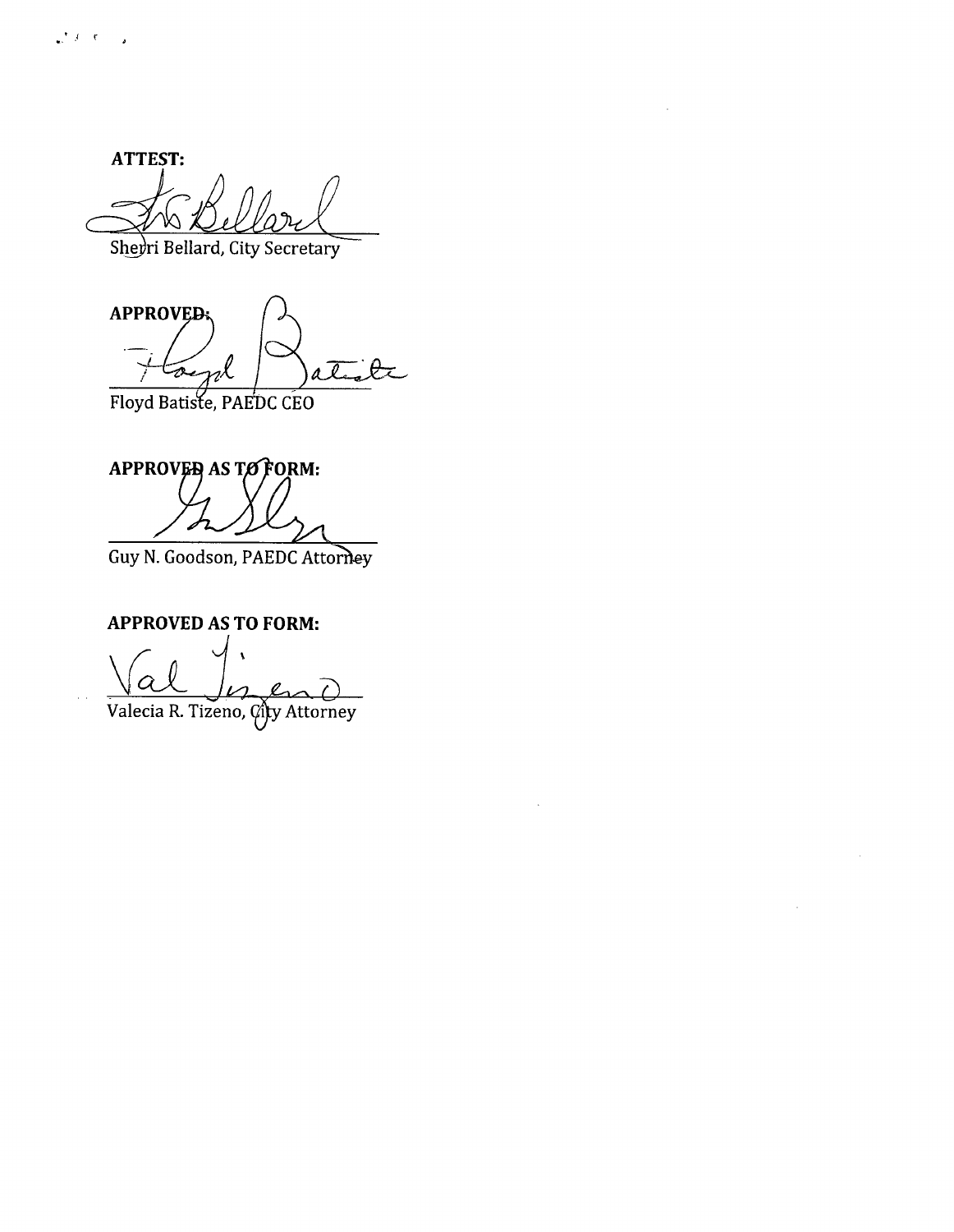**ATTEST:**

Sherri Bellard, City Secretary

**APPROVED:**

Floyd Batiste, PAEDC CEO

**APPROVED AS TO FORM:**

Guy N. Goodson, PAEDC Attorney

**APPROVED AS TO FORM:**

Valecia R. Tizeno, City Attorney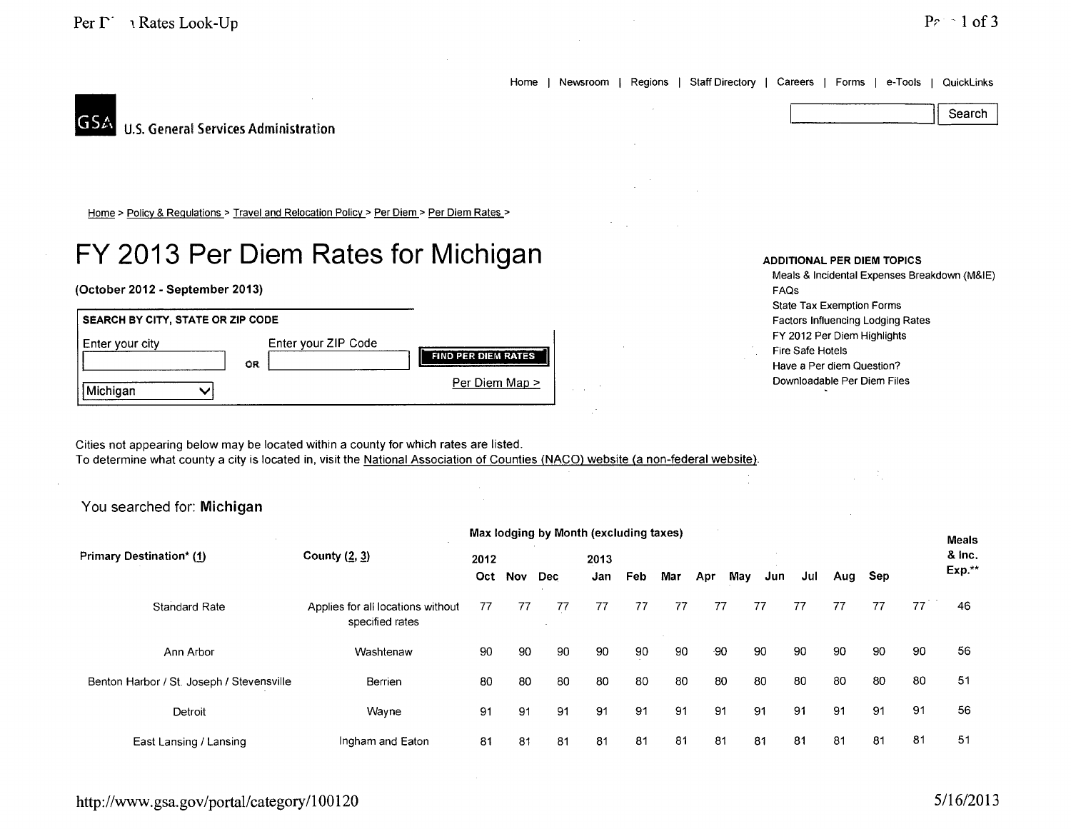Home | Newsroom | Regions | Staff Directory | Careers | Forms | e-Tools | QuickLinks

GSA U.S. General Services Administration

Search

Home > Policy & Regulations > Travel and Relocation Policy > Per Diem > Per Diem Rates >

# FY 2013 Per Diem Rates for Michigan

**(October 2012 - September 2013)**

**SEARCH BY CITY, STATE OR ZIP CODE**

Enter your city OR Enter your ZIP Code

Michigan

FIND PER DIEM RATES

Per Diem Map >

**ADDITIONAL PER DIEM TOPICS**

- Meals & Incidental Expenses Breakdown (M&IE)
- FAQs
- State Tax Exemption Forms
- Factors Influencing Lodging Rates
- FY 2012 Per Diem Highlights
- Fire Safe Hotels
- Have a Per diem Question?
- Downloadable Per Diem Files

Cities not appearing below may be located within a county for which rates are listed.
To determine what county a city is located in, visit the National Association of Counties (NACO) website (a non-federal website).

You searched for: **Michigan**

| Primary Destination* (1) | County (2, 3) | Max lodging by Month (excluding taxes) 2012 Oct | Nov | Dec | 2013 Jan | Feb | Mar | Apr | May | Jun | Jul | Aug | Sep | Meals & Inc. Exp.** |
|---|---|---|---|---|---|---|---|---|---|---|---|---|---|---|
| Standard Rate | Applies for all locations without specified rates | 77 | 77 | 77 | 77 | 77 | 77 | 77 | 77 | 77 | 77 | 77 | 77 | 46 |
| Ann Arbor | Washtenaw | 90 | 90 | 90 | 90 | 90 | 90 | 90 | 90 | 90 | 90 | 90 | 90 | 56 |
| Benton Harbor / St. Joseph / Stevensville | Berrien | 80 | 80 | 80 | 80 | 80 | 80 | 80 | 80 | 80 | 80 | 80 | 80 | 51 |
| Detroit | Wayne | 91 | 91 | 91 | 91 | 91 | 91 | 91 | 91 | 91 | 91 | 91 | 91 | 56 |
| East Lansing / Lansing | Ingham and Eaton | 81 | 81 | 81 | 81 | 81 | 81 | 81 | 81 | 81 | 81 | 81 | 81 | 51 |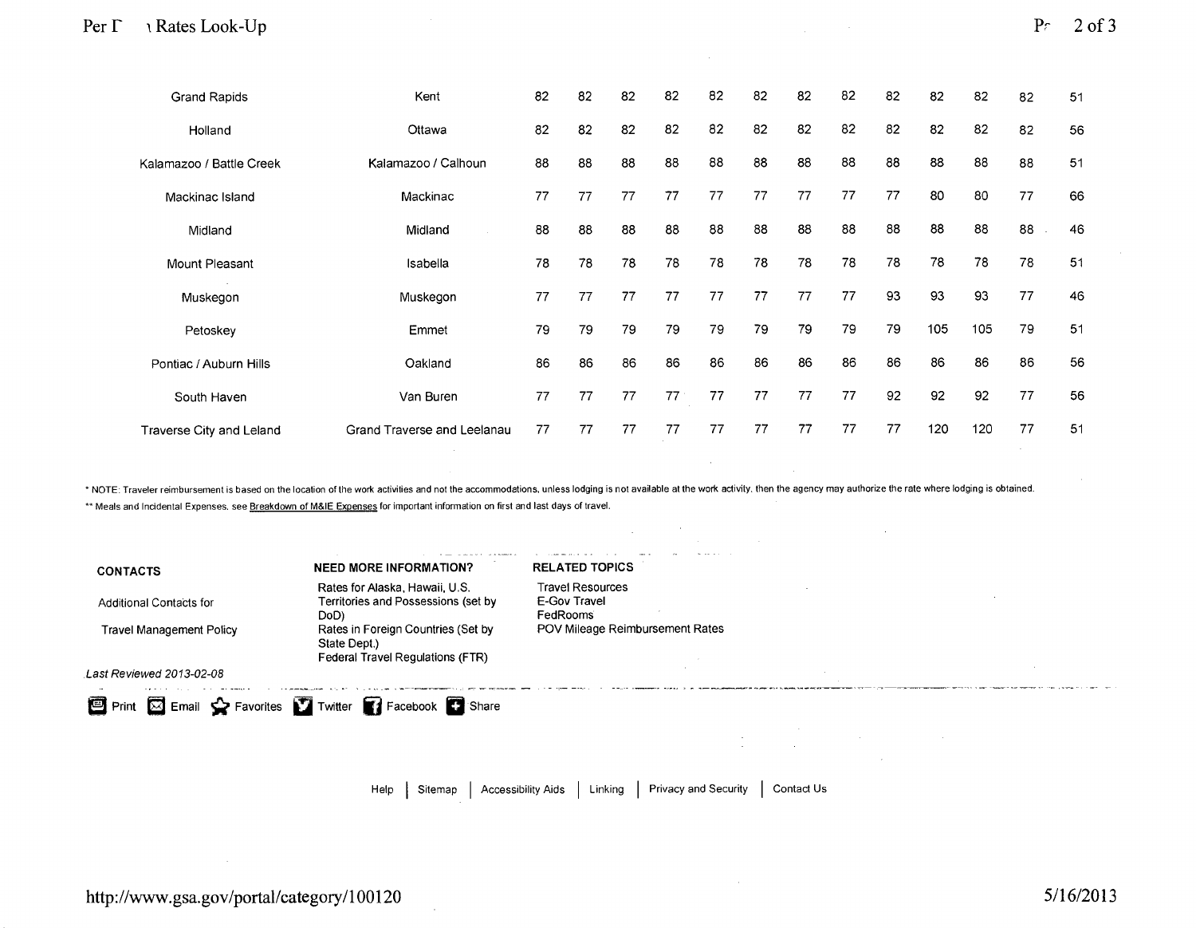| | | | | | | | | | | | | | | |
|---|---|---|---|---|---|---|---|---|---|---|---|---|---|---|
| Grand Rapids | Kent | 82 | 82 | 82 | 82 | 82 | 82 | 82 | 82 | 82 | 82 | 82 | 82 | 51 |
| Holland | Ottawa | 82 | 82 | 82 | 82 | 82 | 82 | 82 | 82 | 82 | 82 | 82 | 82 | 56 |
| Kalamazoo / Battle Creek | Kalamazoo / Calhoun | 88 | 88 | 88 | 88 | 88 | 88 | 88 | 88 | 88 | 88 | 88 | 88 | 51 |
| Mackinac Island | Mackinac | 77 | 77 | 77 | 77 | 77 | 77 | 77 | 77 | 77 | 80 | 80 | 77 | 66 |
| Midland | Midland | 88 | 88 | 88 | 88 | 88 | 88 | 88 | 88 | 88 | 88 | 88 | 88 | 46 |
| Mount Pleasant | Isabella | 78 | 78 | 78 | 78 | 78 | 78 | 78 | 78 | 78 | 78 | 78 | 78 | 51 |
| Muskegon | Muskegon | 77 | 77 | 77 | 77 | 77 | 77 | 77 | 77 | 93 | 93 | 93 | 77 | 46 |
| Petoskey | Emmet | 79 | 79 | 79 | 79 | 79 | 79 | 79 | 79 | 79 | 105 | 105 | 79 | 51 |
| Pontiac / Auburn Hills | Oakland | 86 | 86 | 86 | 86 | 86 | 86 | 86 | 86 | 86 | 86 | 86 | 86 | 56 |
| South Haven | Van Buren | 77 | 77 | 77 | 77 | 77 | 77 | 77 | 77 | 92 | 92 | 92 | 77 | 56 |
| Traverse City and Leland | Grand Traverse and Leelanau | 77 | 77 | 77 | 77 | 77 | 77 | 77 | 77 | 77 | 120 | 120 | 77 | 51 |

* NOTE: Traveler reimbursement is based on the location of the work activities and not the accommodations, unless lodging is not available at the work activity, then the agency may authorize the rate where lodging is obtained.

** Meals and Incidental Expenses, see Breakdown of M&IE Expenses for important information on first and last days of travel.

**CONTACTS**

Additional Contacts for

Travel Management Policy

**NEED MORE INFORMATION?**

Rates for Alaska, Hawaii, U.S. Territories and Possessions (set by DoD)

Rates in Foreign Countries (Set by State Dept.)

Federal Travel Regulations (FTR)

**RELATED TOPICS**

Travel Resources

E-Gov Travel

FedRooms

POV Mileage Reimbursement Rates

*Last Reviewed 2013-02-08*

Print | Email | Favorites | Twitter | Facebook | Share

Help | Sitemap | Accessibility Aids | Linking | Privacy and Security | Contact Us

http://www.gsa.gov/portal/category/100120 5/16/2013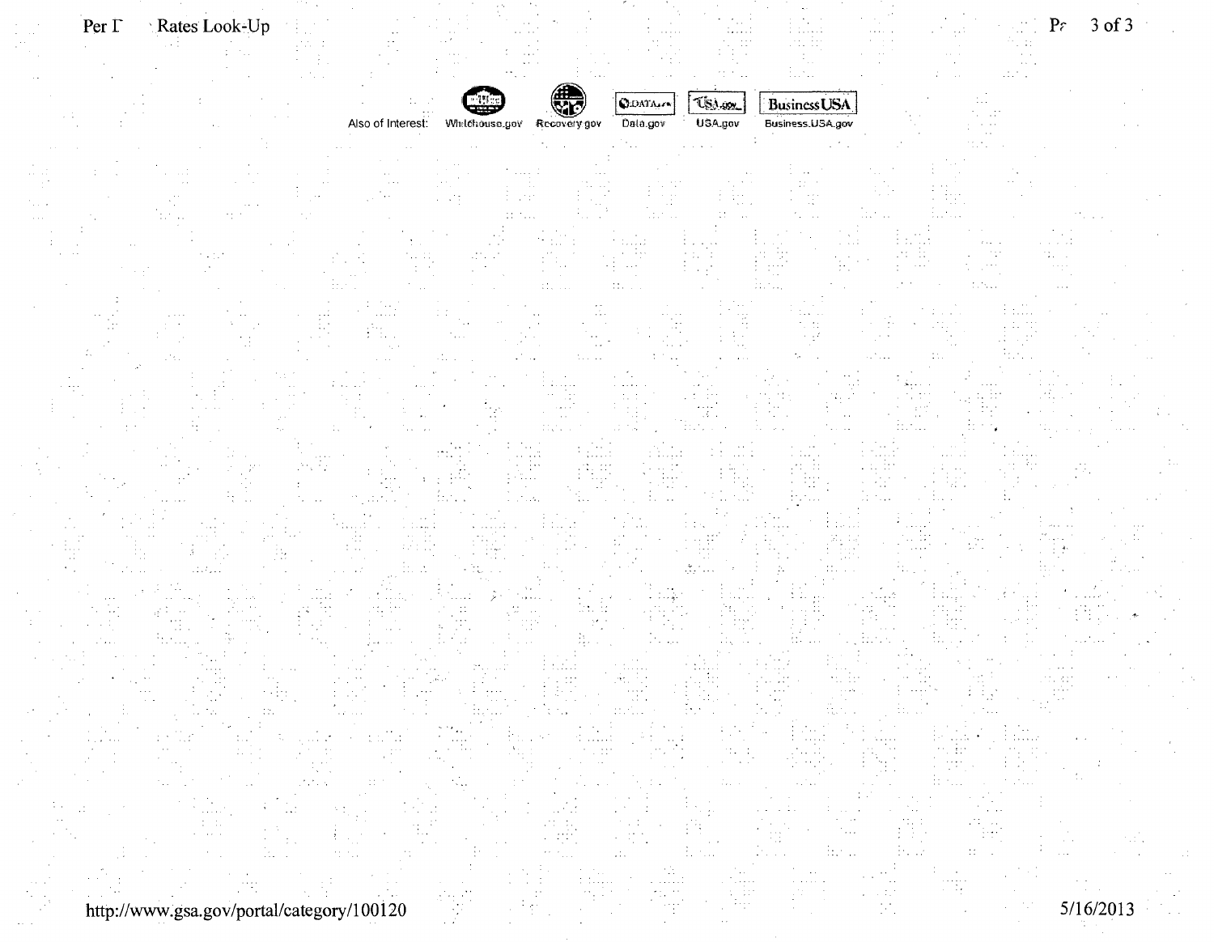Also of Interest: Whitehouse.gov Recovery.gov Data.gov USA.gov Business.USA.gov